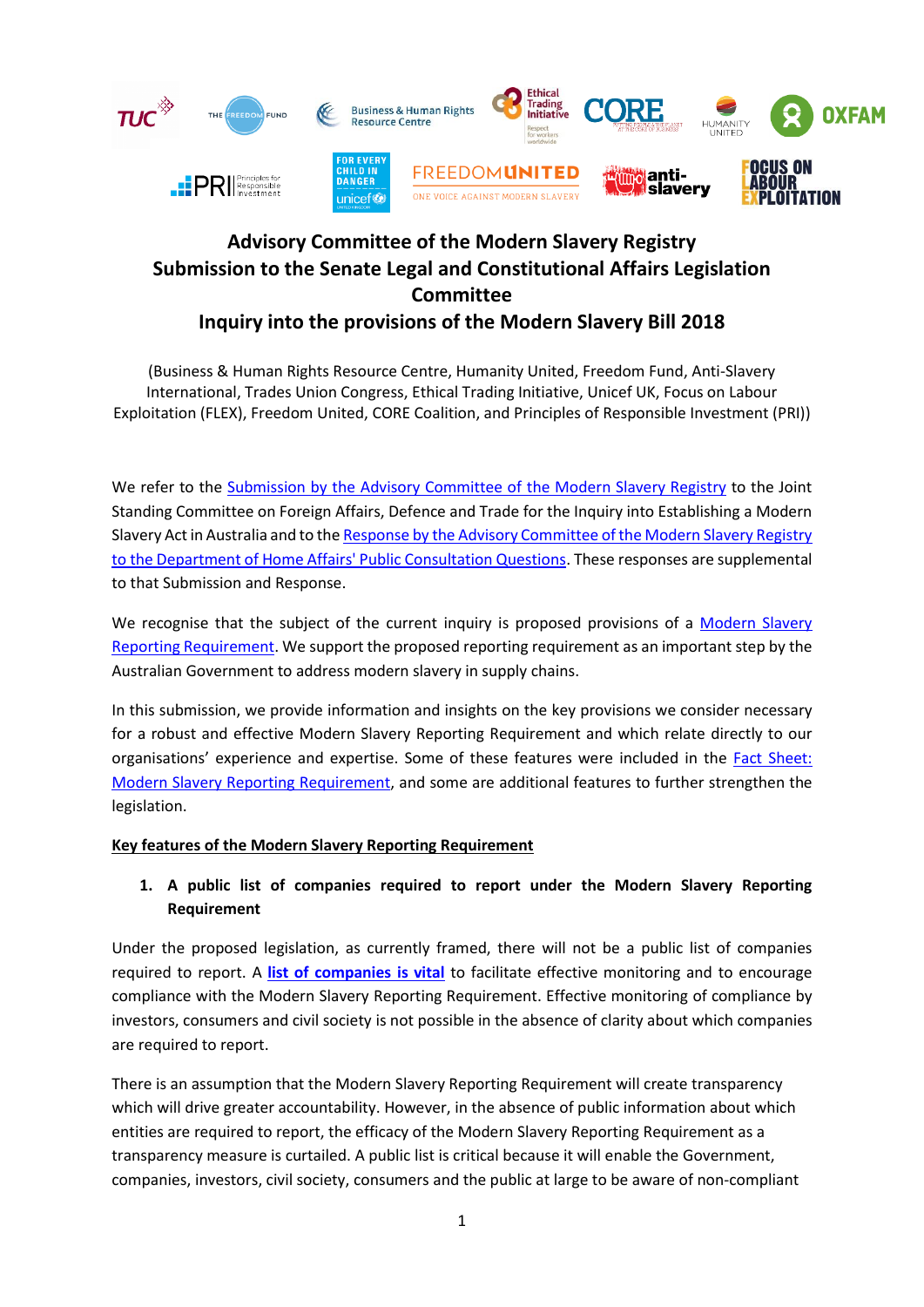# Advisory Committee of the Modern Slavery Registry
# Submission to the Senate Legal and Constitutional Affairs Legislation Committee
# Inquiry into the provisions of the Modern Slavery Bill 2018

(Business & Human Rights Resource Centre, Humanity United, Freedom Fund, Anti-Slavery International, Trades Union Congress, Ethical Trading Initiative, Unicef UK, Focus on Labour Exploitation (FLEX), Freedom United, CORE Coalition, and Principles of Responsible Investment (PRI))

We refer to the Submission by the Advisory Committee of the Modern Slavery Registry to the Joint Standing Committee on Foreign Affairs, Defence and Trade for the Inquiry into Establishing a Modern Slavery Act in Australia and to the Response by the Advisory Committee of the Modern Slavery Registry to the Department of Home Affairs' Public Consultation Questions. These responses are supplemental to that Submission and Response.

We recognise that the subject of the current inquiry is proposed provisions of a Modern Slavery Reporting Requirement. We support the proposed reporting requirement as an important step by the Australian Government to address modern slavery in supply chains.

In this submission, we provide information and insights on the key provisions we consider necessary for a robust and effective Modern Slavery Reporting Requirement and which relate directly to our organisations' experience and expertise. Some of these features were included in the Fact Sheet: Modern Slavery Reporting Requirement, and some are additional features to further strengthen the legislation.

## Key features of the Modern Slavery Reporting Requirement

1. **A public list of companies required to report under the Modern Slavery Reporting Requirement**

Under the proposed legislation, as currently framed, there will not be a public list of companies required to report. A **list of companies is vital** to facilitate effective monitoring and to encourage compliance with the Modern Slavery Reporting Requirement. Effective monitoring of compliance by investors, consumers and civil society is not possible in the absence of clarity about which companies are required to report.

There is an assumption that the Modern Slavery Reporting Requirement will create transparency which will drive greater accountability. However, in the absence of public information about which entities are required to report, the efficacy of the Modern Slavery Reporting Requirement as a transparency measure is curtailed. A public list is critical because it will enable the Government, companies, investors, civil society, consumers and the public at large to be aware of non-compliant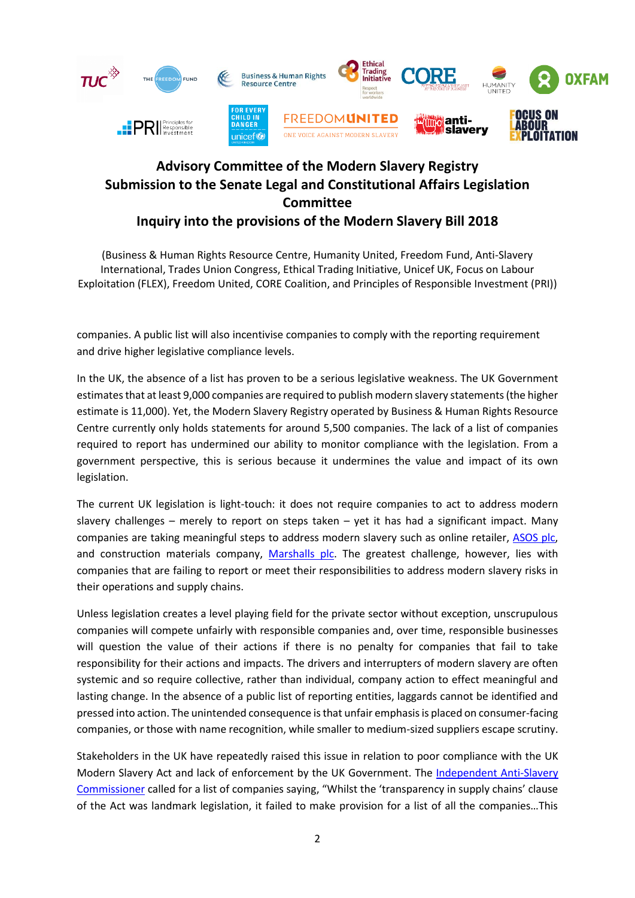# Advisory Committee of the Modern Slavery Registry
# Submission to the Senate Legal and Constitutional Affairs Legislation Committee
# Inquiry into the provisions of the Modern Slavery Bill 2018

(Business & Human Rights Resource Centre, Humanity United, Freedom Fund, Anti-Slavery International, Trades Union Congress, Ethical Trading Initiative, Unicef UK, Focus on Labour Exploitation (FLEX), Freedom United, CORE Coalition, and Principles of Responsible Investment (PRI))

companies. A public list will also incentivise companies to comply with the reporting requirement and drive higher legislative compliance levels.

In the UK, the absence of a list has proven to be a serious legislative weakness. The UK Government estimates that at least 9,000 companies are required to publish modern slavery statements (the higher estimate is 11,000). Yet, the Modern Slavery Registry operated by Business & Human Rights Resource Centre currently only holds statements for around 5,500 companies. The lack of a list of companies required to report has undermined our ability to monitor compliance with the legislation. From a government perspective, this is serious because it undermines the value and impact of its own legislation.

The current UK legislation is light-touch: it does not require companies to act to address modern slavery challenges – merely to report on steps taken – yet it has had a significant impact. Many companies are taking meaningful steps to address modern slavery such as online retailer, ASOS plc, and construction materials company, Marshalls plc. The greatest challenge, however, lies with companies that are failing to report or meet their responsibilities to address modern slavery risks in their operations and supply chains.

Unless legislation creates a level playing field for the private sector without exception, unscrupulous companies will compete unfairly with responsible companies and, over time, responsible businesses will question the value of their actions if there is no penalty for companies that fail to take responsibility for their actions and impacts. The drivers and interrupters of modern slavery are often systemic and so require collective, rather than individual, company action to effect meaningful and lasting change. In the absence of a public list of reporting entities, laggards cannot be identified and pressed into action. The unintended consequence is that unfair emphasis is placed on consumer-facing companies, or those with name recognition, while smaller to medium-sized suppliers escape scrutiny.

Stakeholders in the UK have repeatedly raised this issue in relation to poor compliance with the UK Modern Slavery Act and lack of enforcement by the UK Government. The Independent Anti-Slavery Commissioner called for a list of companies saying, "Whilst the 'transparency in supply chains' clause of the Act was landmark legislation, it failed to make provision for a list of all the companies…This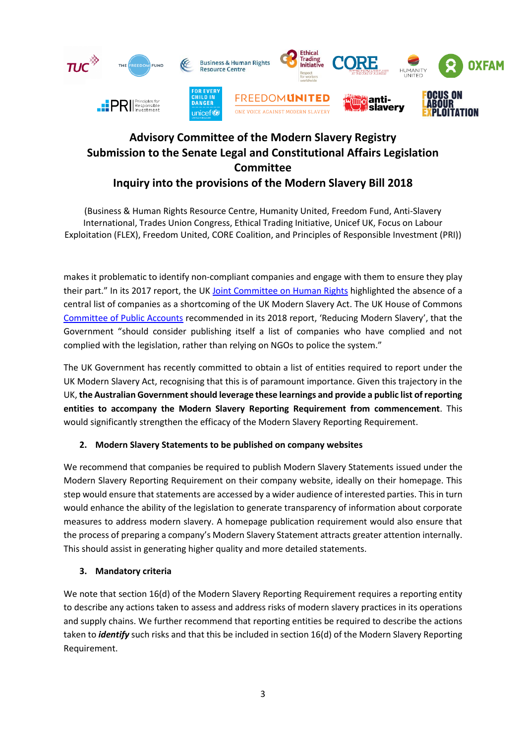makes it problematic to identify non-compliant companies and engage with them to ensure they play their part." In its 2017 report, the UK Joint Committee on Human Rights highlighted the absence of a central list of companies as a shortcoming of the UK Modern Slavery Act. The UK House of Commons Committee of Public Accounts recommended in its 2018 report, 'Reducing Modern Slavery', that the Government "should consider publishing itself a list of companies who have complied and not complied with the legislation, rather than relying on NGOs to police the system."

The UK Government has recently committed to obtain a list of entities required to report under the UK Modern Slavery Act, recognising that this is of paramount importance. Given this trajectory in the UK, **the Australian Government should leverage these learnings and provide a public list of reporting entities to accompany the Modern Slavery Reporting Requirement from commencement**. This would significantly strengthen the efficacy of the Modern Slavery Reporting Requirement.

### 2. Modern Slavery Statements to be published on company websites

We recommend that companies be required to publish Modern Slavery Statements issued under the Modern Slavery Reporting Requirement on their company website, ideally on their homepage. This step would ensure that statements are accessed by a wider audience of interested parties. This in turn would enhance the ability of the legislation to generate transparency of information about corporate measures to address modern slavery. A homepage publication requirement would also ensure that the process of preparing a company's Modern Slavery Statement attracts greater attention internally. This should assist in generating higher quality and more detailed statements.

### 3. Mandatory criteria

We note that section 16(d) of the Modern Slavery Reporting Requirement requires a reporting entity to describe any actions taken to assess and address risks of modern slavery practices in its operations and supply chains. We further recommend that reporting entities be required to describe the actions taken to ***identify*** such risks and that this be included in section 16(d) of the Modern Slavery Reporting Requirement.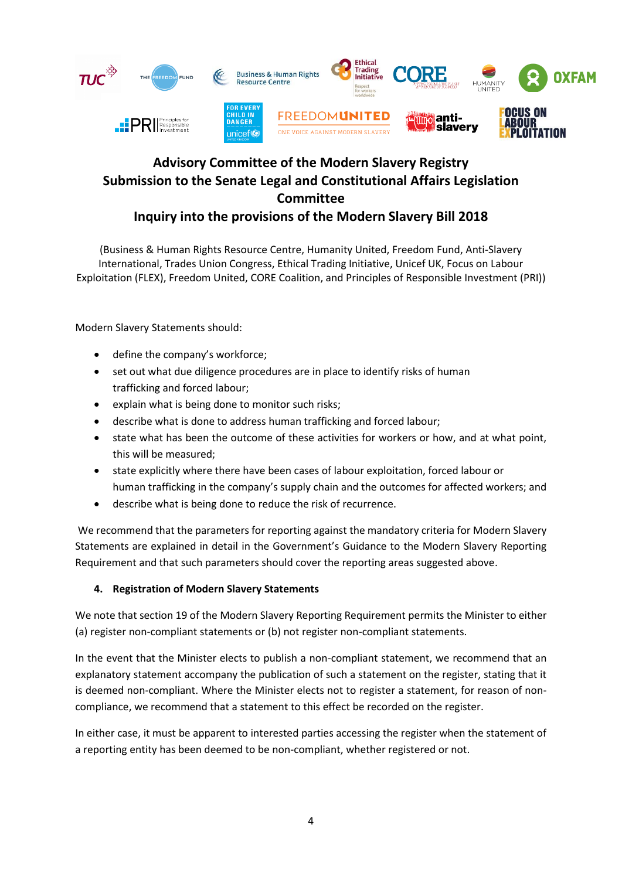# Advisory Committee of the Modern Slavery Registry
# Submission to the Senate Legal and Constitutional Affairs Legislation Committee
# Inquiry into the provisions of the Modern Slavery Bill 2018

(Business & Human Rights Resource Centre, Humanity United, Freedom Fund, Anti-Slavery International, Trades Union Congress, Ethical Trading Initiative, Unicef UK, Focus on Labour Exploitation (FLEX), Freedom United, CORE Coalition, and Principles of Responsible Investment (PRI))

Modern Slavery Statements should:

- define the company's workforce;
- set out what due diligence procedures are in place to identify risks of human trafficking and forced labour;
- explain what is being done to monitor such risks;
- describe what is done to address human trafficking and forced labour;
- state what has been the outcome of these activities for workers or how, and at what point, this will be measured;
- state explicitly where there have been cases of labour exploitation, forced labour or human trafficking in the company's supply chain and the outcomes for affected workers; and
- describe what is being done to reduce the risk of recurrence.

We recommend that the parameters for reporting against the mandatory criteria for Modern Slavery Statements are explained in detail in the Government's Guidance to the Modern Slavery Reporting Requirement and that such parameters should cover the reporting areas suggested above.

**4. Registration of Modern Slavery Statements**

We note that section 19 of the Modern Slavery Reporting Requirement permits the Minister to either (a) register non-compliant statements or (b) not register non-compliant statements.

In the event that the Minister elects to publish a non-compliant statement, we recommend that an explanatory statement accompany the publication of such a statement on the register, stating that it is deemed non-compliant. Where the Minister elects not to register a statement, for reason of non-compliance, we recommend that a statement to this effect be recorded on the register.

In either case, it must be apparent to interested parties accessing the register when the statement of a reporting entity has been deemed to be non-compliant, whether registered or not.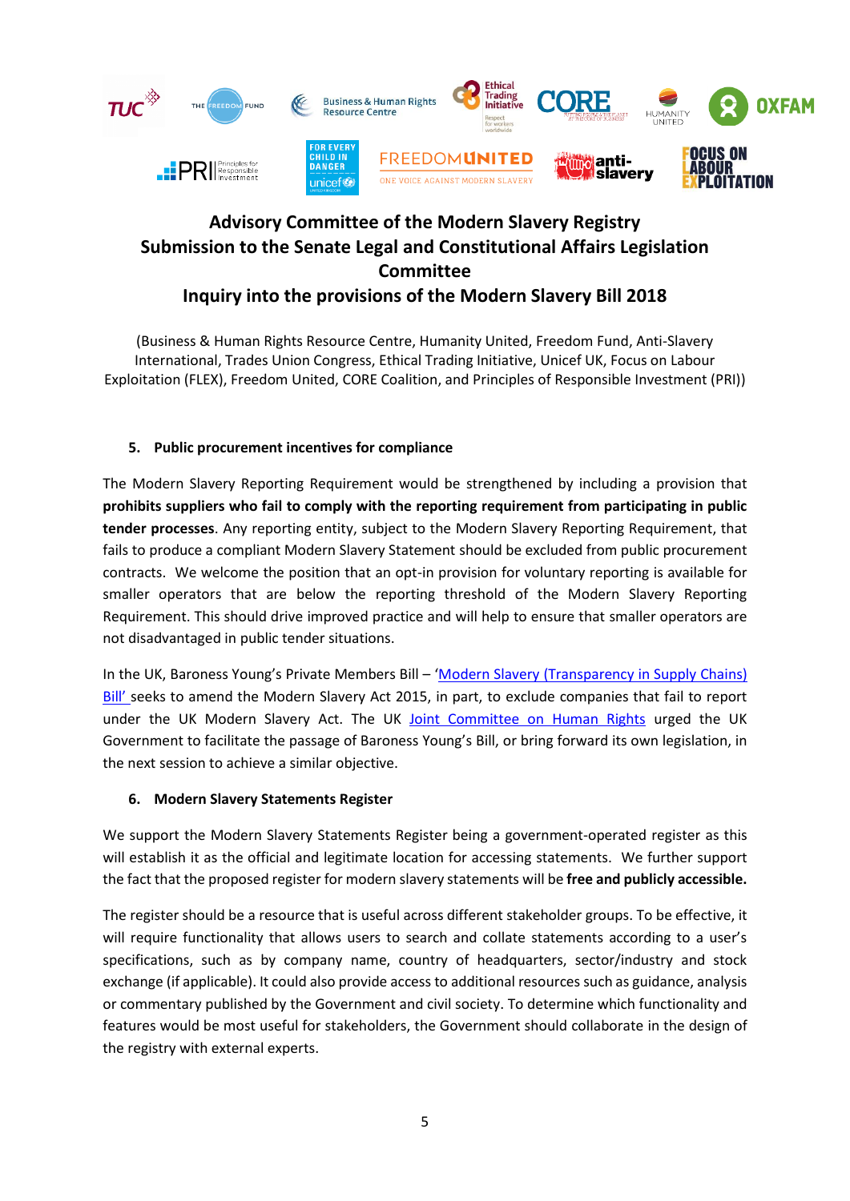## Advisory Committee of the Modern Slavery Registry Submission to the Senate Legal and Constitutional Affairs Legislation Committee Inquiry into the provisions of the Modern Slavery Bill 2018

(Business & Human Rights Resource Centre, Humanity United, Freedom Fund, Anti-Slavery International, Trades Union Congress, Ethical Trading Initiative, Unicef UK, Focus on Labour Exploitation (FLEX), Freedom United, CORE Coalition, and Principles of Responsible Investment (PRI))

### 5. Public procurement incentives for compliance

The Modern Slavery Reporting Requirement would be strengthened by including a provision that **prohibits suppliers who fail to comply with the reporting requirement from participating in public tender processes**. Any reporting entity, subject to the Modern Slavery Reporting Requirement, that fails to produce a compliant Modern Slavery Statement should be excluded from public procurement contracts. We welcome the position that an opt-in provision for voluntary reporting is available for smaller operators that are below the reporting threshold of the Modern Slavery Reporting Requirement. This should drive improved practice and will help to ensure that smaller operators are not disadvantaged in public tender situations.

In the UK, Baroness Young's Private Members Bill – 'Modern Slavery (Transparency in Supply Chains) Bill' seeks to amend the Modern Slavery Act 2015, in part, to exclude companies that fail to report under the UK Modern Slavery Act. The UK Joint Committee on Human Rights urged the UK Government to facilitate the passage of Baroness Young's Bill, or bring forward its own legislation, in the next session to achieve a similar objective.

### 6. Modern Slavery Statements Register

We support the Modern Slavery Statements Register being a government-operated register as this will establish it as the official and legitimate location for accessing statements. We further support the fact that the proposed register for modern slavery statements will be **free and publicly accessible.**

The register should be a resource that is useful across different stakeholder groups. To be effective, it will require functionality that allows users to search and collate statements according to a user's specifications, such as by company name, country of headquarters, sector/industry and stock exchange (if applicable). It could also provide access to additional resources such as guidance, analysis or commentary published by the Government and civil society. To determine which functionality and features would be most useful for stakeholders, the Government should collaborate in the design of the registry with external experts.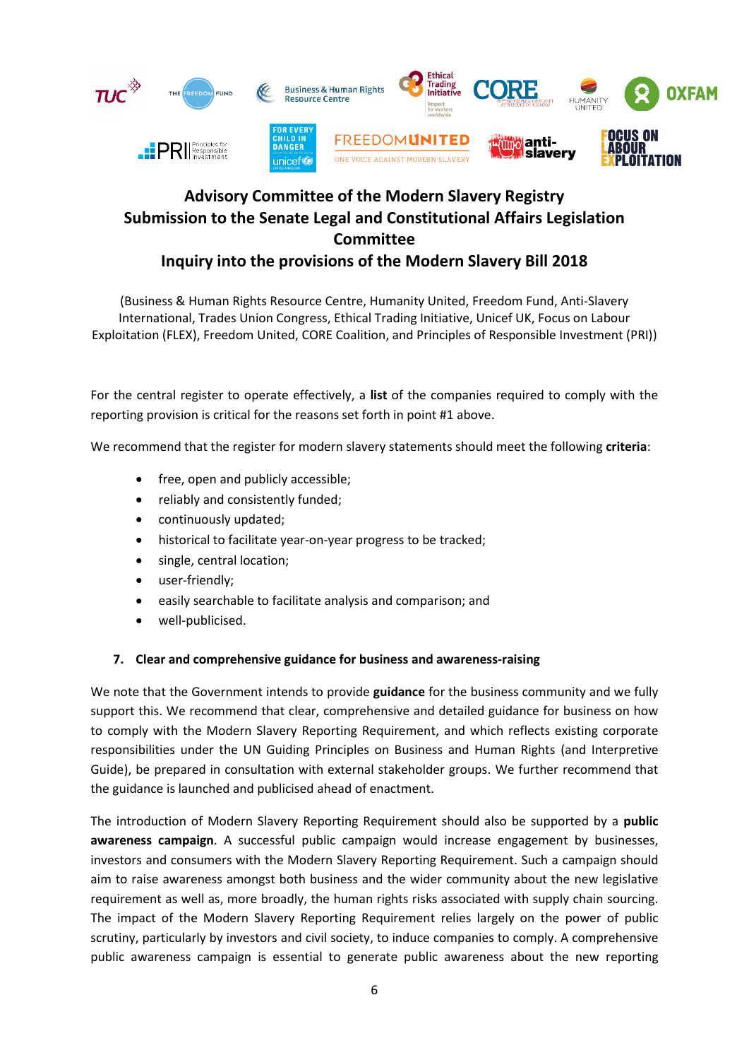**Advisory Committee of the Modern Slavery Registry**
**Submission to the Senate Legal and Constitutional Affairs Legislation Committee**
**Inquiry into the provisions of the Modern Slavery Bill 2018**

(Business & Human Rights Resource Centre, Humanity United, Freedom Fund, Anti-Slavery International, Trades Union Congress, Ethical Trading Initiative, Unicef UK, Focus on Labour Exploitation (FLEX), Freedom United, CORE Coalition, and Principles of Responsible Investment (PRI))

For the central register to operate effectively, a **list** of the companies required to comply with the reporting provision is critical for the reasons set forth in point #1 above.

We recommend that the register for modern slavery statements should meet the following **criteria**:

- free, open and publicly accessible;
- reliably and consistently funded;
- continuously updated;
- historical to facilitate year-on-year progress to be tracked;
- single, central location;
- user-friendly;
- easily searchable to facilitate analysis and comparison; and
- well-publicised.

### 7. Clear and comprehensive guidance for business and awareness-raising

We note that the Government intends to provide **guidance** for the business community and we fully support this. We recommend that clear, comprehensive and detailed guidance for business on how to comply with the Modern Slavery Reporting Requirement, and which reflects existing corporate responsibilities under the UN Guiding Principles on Business and Human Rights (and Interpretive Guide), be prepared in consultation with external stakeholder groups. We further recommend that the guidance is launched and publicised ahead of enactment.

The introduction of Modern Slavery Reporting Requirement should also be supported by a **public awareness campaign**. A successful public campaign would increase engagement by businesses, investors and consumers with the Modern Slavery Reporting Requirement. Such a campaign should aim to raise awareness amongst both business and the wider community about the new legislative requirement as well as, more broadly, the human rights risks associated with supply chain sourcing. The impact of the Modern Slavery Reporting Requirement relies largely on the power of public scrutiny, particularly by investors and civil society, to induce companies to comply. A comprehensive public awareness campaign is essential to generate public awareness about the new reporting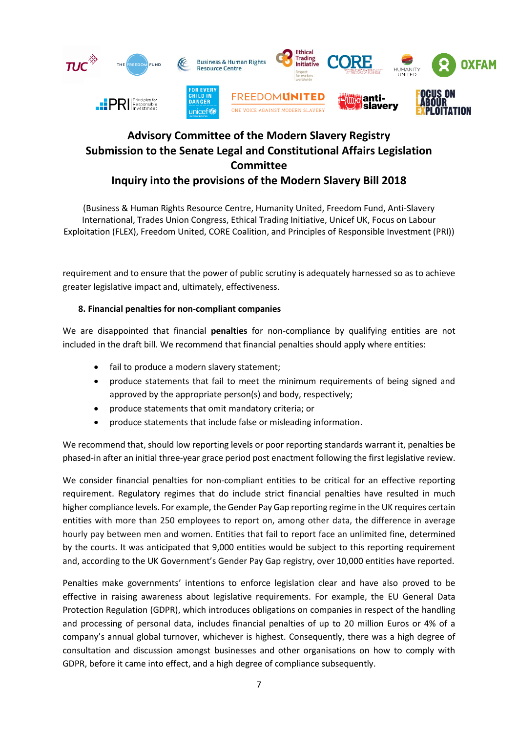# Advisory Committee of the Modern Slavery Registry
# Submission to the Senate Legal and Constitutional Affairs Legislation Committee
# Inquiry into the provisions of the Modern Slavery Bill 2018

(Business & Human Rights Resource Centre, Humanity United, Freedom Fund, Anti-Slavery International, Trades Union Congress, Ethical Trading Initiative, Unicef UK, Focus on Labour Exploitation (FLEX), Freedom United, CORE Coalition, and Principles of Responsible Investment (PRI))

requirement and to ensure that the power of public scrutiny is adequately harnessed so as to achieve greater legislative impact and, ultimately, effectiveness.

**8. Financial penalties for non-compliant companies**

We are disappointed that financial **penalties** for non-compliance by qualifying entities are not included in the draft bill. We recommend that financial penalties should apply where entities:

- fail to produce a modern slavery statement;
- produce statements that fail to meet the minimum requirements of being signed and approved by the appropriate person(s) and body, respectively;
- produce statements that omit mandatory criteria; or
- produce statements that include false or misleading information.

We recommend that, should low reporting levels or poor reporting standards warrant it, penalties be phased-in after an initial three-year grace period post enactment following the first legislative review.

We consider financial penalties for non-compliant entities to be critical for an effective reporting requirement. Regulatory regimes that do include strict financial penalties have resulted in much higher compliance levels. For example, the Gender Pay Gap reporting regime in the UK requires certain entities with more than 250 employees to report on, among other data, the difference in average hourly pay between men and women. Entities that fail to report face an unlimited fine, determined by the courts. It was anticipated that 9,000 entities would be subject to this reporting requirement and, according to the UK Government's Gender Pay Gap registry, over 10,000 entities have reported.

Penalties make governments' intentions to enforce legislation clear and have also proved to be effective in raising awareness about legislative requirements. For example, the EU General Data Protection Regulation (GDPR), which introduces obligations on companies in respect of the handling and processing of personal data, includes financial penalties of up to 20 million Euros or 4% of a company's annual global turnover, whichever is highest. Consequently, there was a high degree of consultation and discussion amongst businesses and other organisations on how to comply with GDPR, before it came into effect, and a high degree of compliance subsequently.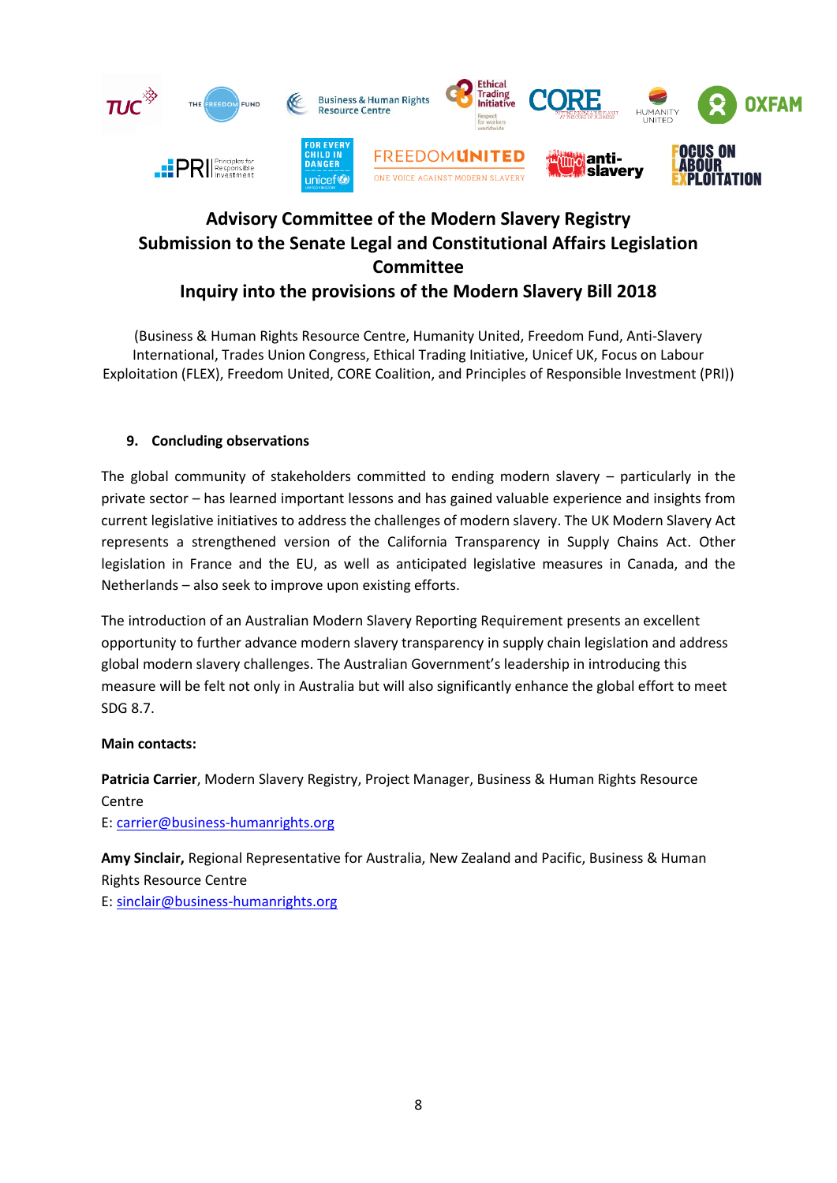# Advisory Committee of the Modern Slavery Registry
# Submission to the Senate Legal and Constitutional Affairs Legislation Committee
# Inquiry into the provisions of the Modern Slavery Bill 2018

(Business & Human Rights Resource Centre, Humanity United, Freedom Fund, Anti-Slavery International, Trades Union Congress, Ethical Trading Initiative, Unicef UK, Focus on Labour Exploitation (FLEX), Freedom United, CORE Coalition, and Principles of Responsible Investment (PRI))

## 9. Concluding observations

The global community of stakeholders committed to ending modern slavery – particularly in the private sector – has learned important lessons and has gained valuable experience and insights from current legislative initiatives to address the challenges of modern slavery. The UK Modern Slavery Act represents a strengthened version of the California Transparency in Supply Chains Act. Other legislation in France and the EU, as well as anticipated legislative measures in Canada, and the Netherlands – also seek to improve upon existing efforts.

The introduction of an Australian Modern Slavery Reporting Requirement presents an excellent opportunity to further advance modern slavery transparency in supply chain legislation and address global modern slavery challenges. The Australian Government's leadership in introducing this measure will be felt not only in Australia but will also significantly enhance the global effort to meet SDG 8.7.

**Main contacts:**

**Patricia Carrier**, Modern Slavery Registry, Project Manager, Business & Human Rights Resource Centre
E: carrier@business-humanrights.org

**Amy Sinclair,** Regional Representative for Australia, New Zealand and Pacific, Business & Human Rights Resource Centre
E: sinclair@business-humanrights.org